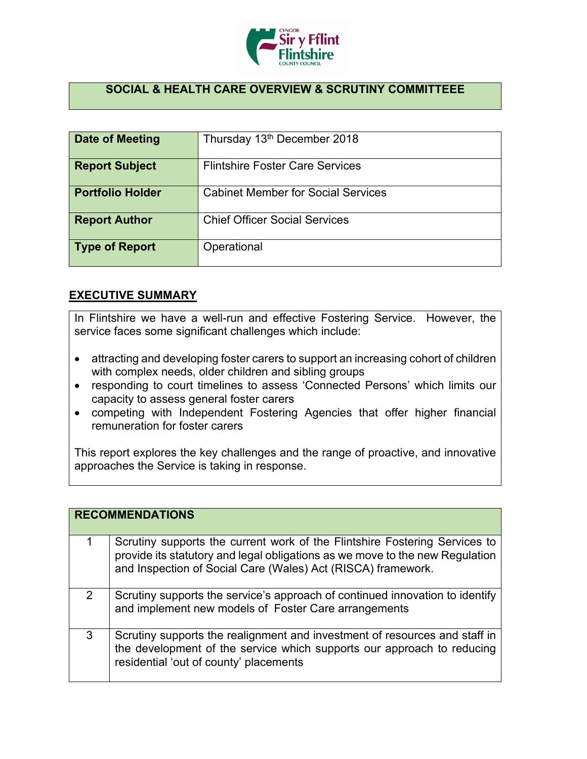## SOCIAL & HEALTH CARE OVERVIEW & SCRUTINY COMMITTEEE

| | |
|---|---|
| **Date of Meeting** | Thursday 13th December 2018 |
| **Report Subject** | Flintshire Foster Care Services |
| **Portfolio Holder** | Cabinet Member for Social Services |
| **Report Author** | Chief Officer Social Services |
| **Type of Report** | Operational |

## EXECUTIVE SUMMARY

In Flintshire we have a well-run and effective Fostering Service. However, the service faces some significant challenges which include:

- attracting and developing foster carers to support an increasing cohort of children with complex needs, older children and sibling groups
- responding to court timelines to assess 'Connected Persons' which limits our capacity to assess general foster carers
- competing with Independent Fostering Agencies that offer higher financial remuneration for foster carers

This report explores the key challenges and the range of proactive, and innovative approaches the Service is taking in response.

| RECOMMENDATIONS | |
|---|---|
| 1 | Scrutiny supports the current work of the Flintshire Fostering Services to provide its statutory and legal obligations as we move to the new Regulation and Inspection of Social Care (Wales) Act (RISCA) framework. |
| 2 | Scrutiny supports the service's approach of continued innovation to identify and implement new models of Foster Care arrangements |
| 3 | Scrutiny supports the realignment and investment of resources and staff in the development of the service which supports our approach to reducing residential 'out of county' placements |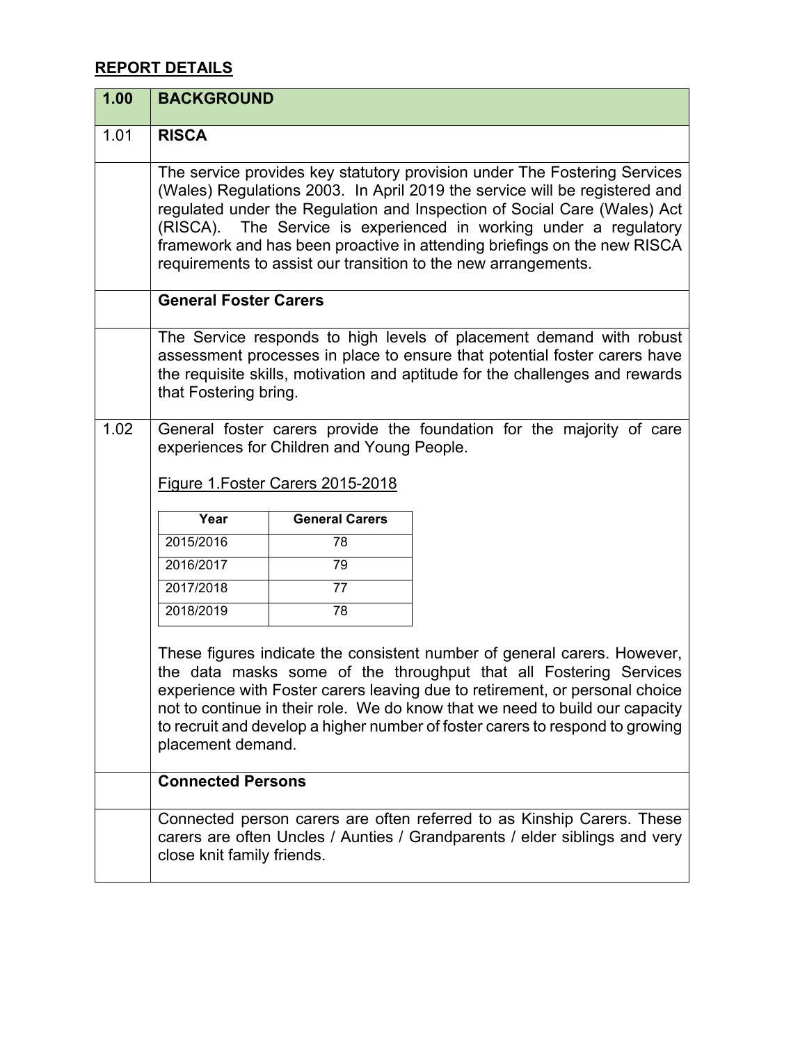## REPORT DETAILS

| 1.00 | BACKGROUND |
|---|---|
| 1.01 | **RISCA** |
| | The service provides key statutory provision under The Fostering Services (Wales) Regulations 2003. In April 2019 the service will be registered and regulated under the Regulation and Inspection of Social Care (Wales) Act (RISCA). The Service is experienced in working under a regulatory framework and has been proactive in attending briefings on the new RISCA requirements to assist our transition to the new arrangements. |
| | **General Foster Carers** |
| | The Service responds to high levels of placement demand with robust assessment processes in place to ensure that potential foster carers have the requisite skills, motivation and aptitude for the challenges and rewards that Fostering bring. |
| 1.02 | General foster carers provide the foundation for the majority of care experiences for Children and Young People. |

Figure 1.Foster Carers 2015-2018

| Year | General Carers |
|---|---|
| 2015/2016 | 78 |
| 2016/2017 | 79 |
| 2017/2018 | 77 |
| 2018/2019 | 78 |

These figures indicate the consistent number of general carers. However, the data masks some of the throughput that all Fostering Services experience with Foster carers leaving due to retirement, or personal choice not to continue in their role. We do know that we need to build our capacity to recruit and develop a higher number of foster carers to respond to growing placement demand.

| | |
|---|---|
| | **Connected Persons** |
| | Connected person carers are often referred to as Kinship Carers. These carers are often Uncles / Aunties / Grandparents / elder siblings and very close knit family friends. |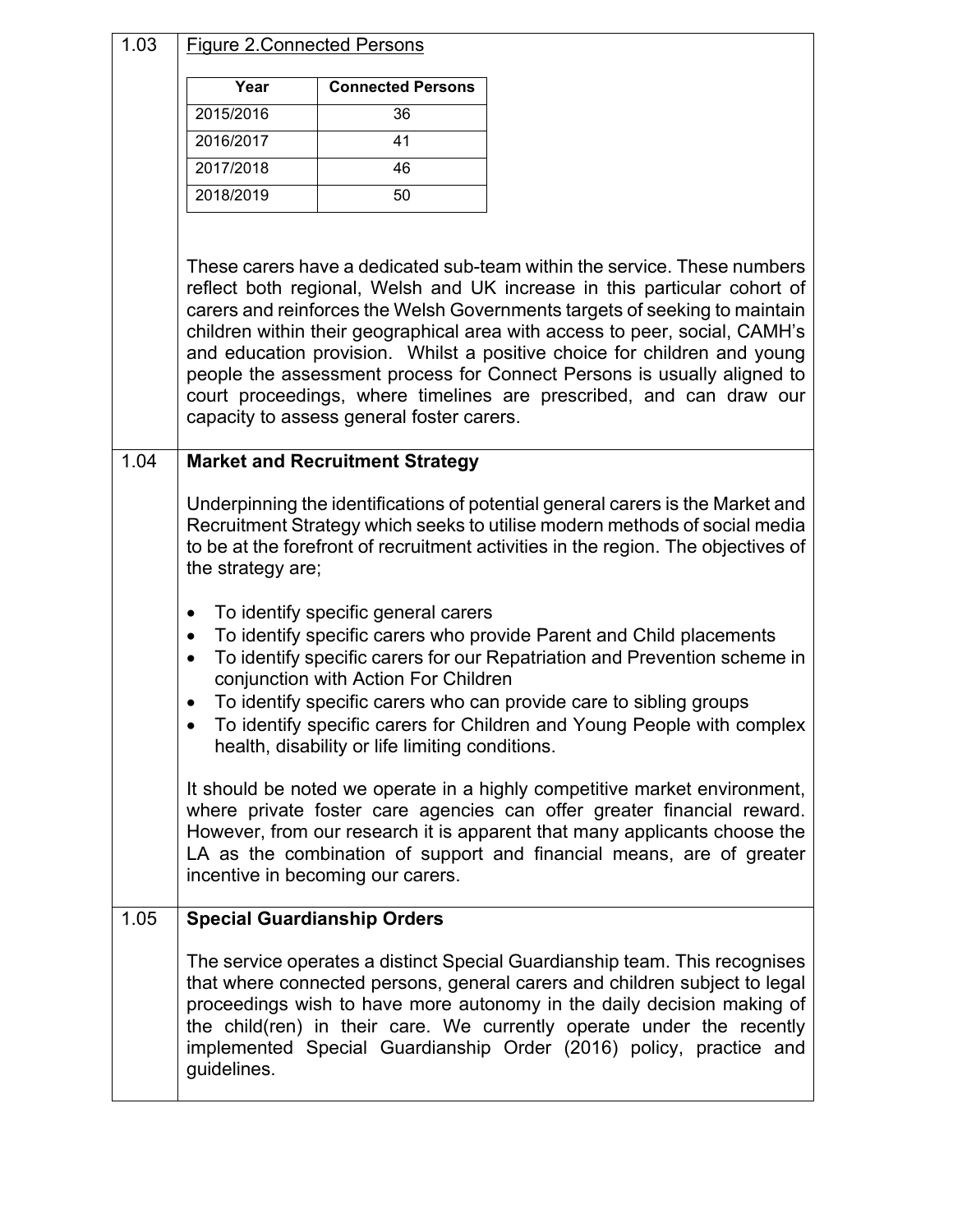1.03 Figure 2.Connected Persons

| Year | Connected Persons |
|---|---|
| 2015/2016 | 36 |
| 2016/2017 | 41 |
| 2017/2018 | 46 |
| 2018/2019 | 50 |

These carers have a dedicated sub-team within the service. These numbers reflect both regional, Welsh and UK increase in this particular cohort of carers and reinforces the Welsh Governments targets of seeking to maintain children within their geographical area with access to peer, social, CAMH's and education provision. Whilst a positive choice for children and young people the assessment process for Connect Persons is usually aligned to court proceedings, where timelines are prescribed, and can draw our capacity to assess general foster carers.

1.04 **Market and Recruitment Strategy**

Underpinning the identifications of potential general carers is the Market and Recruitment Strategy which seeks to utilise modern methods of social media to be at the forefront of recruitment activities in the region. The objectives of the strategy are;

- To identify specific general carers
- To identify specific carers who provide Parent and Child placements
- To identify specific carers for our Repatriation and Prevention scheme in conjunction with Action For Children
- To identify specific carers who can provide care to sibling groups
- To identify specific carers for Children and Young People with complex health, disability or life limiting conditions.

It should be noted we operate in a highly competitive market environment, where private foster care agencies can offer greater financial reward. However, from our research it is apparent that many applicants choose the LA as the combination of support and financial means, are of greater incentive in becoming our carers.

1.05 **Special Guardianship Orders**

The service operates a distinct Special Guardianship team. This recognises that where connected persons, general carers and children subject to legal proceedings wish to have more autonomy in the daily decision making of the child(ren) in their care. We currently operate under the recently implemented Special Guardianship Order (2016) policy, practice and guidelines.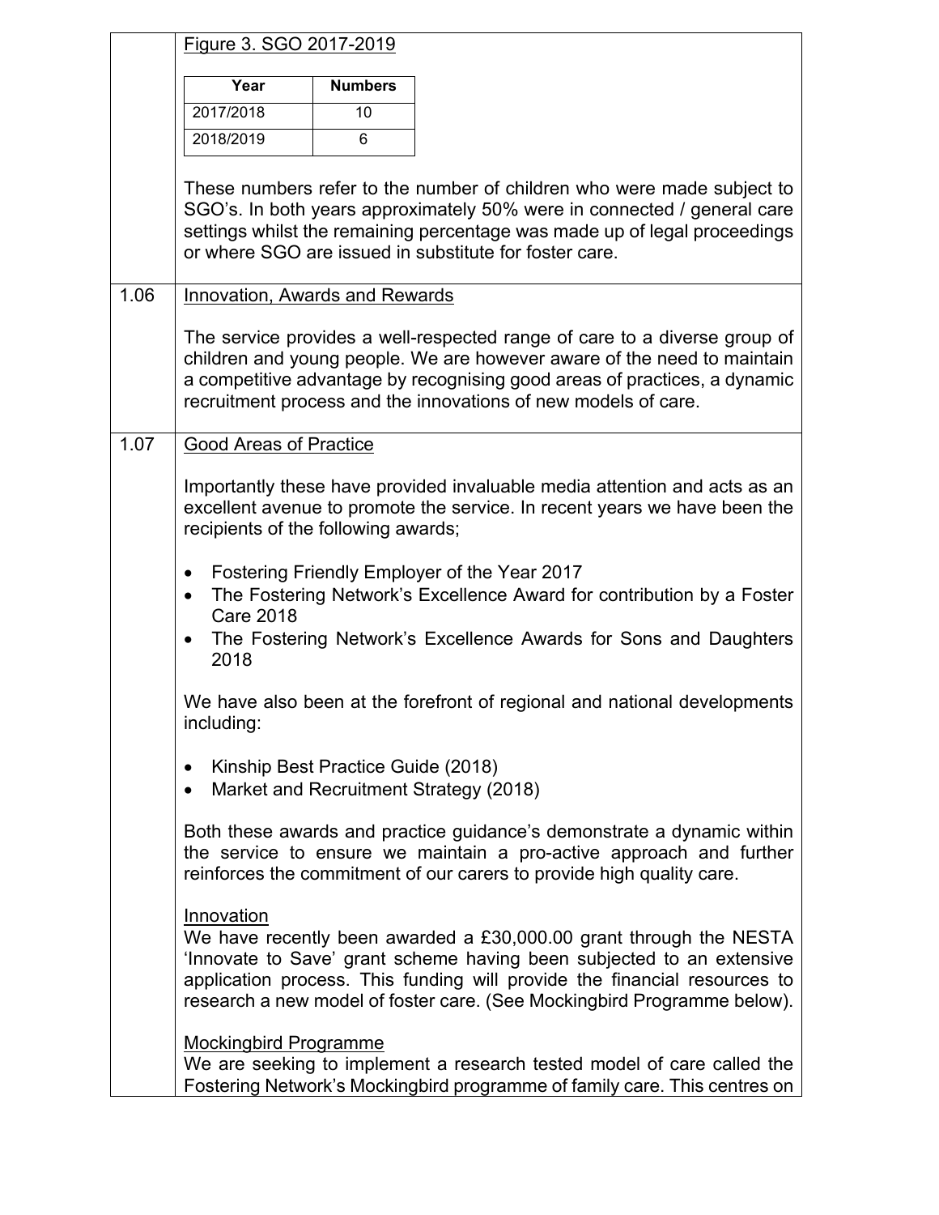Figure 3. SGO 2017-2019

| Year | Numbers |
|---|---|
| 2017/2018 | 10 |
| 2018/2019 | 6 |

These numbers refer to the number of children who were made subject to SGO's. In both years approximately 50% were in connected / general care settings whilst the remaining percentage was made up of legal proceedings or where SGO are issued in substitute for foster care.

**1.06** Innovation, Awards and Rewards

The service provides a well-respected range of care to a diverse group of children and young people. We are however aware of the need to maintain a competitive advantage by recognising good areas of practices, a dynamic recruitment process and the innovations of new models of care.

**1.07** Good Areas of Practice

Importantly these have provided invaluable media attention and acts as an excellent avenue to promote the service. In recent years we have been the recipients of the following awards;

- Fostering Friendly Employer of the Year 2017
- The Fostering Network's Excellence Award for contribution by a Foster Care 2018
- The Fostering Network's Excellence Awards for Sons and Daughters 2018

We have also been at the forefront of regional and national developments including:

- Kinship Best Practice Guide (2018)
- Market and Recruitment Strategy (2018)

Both these awards and practice guidance's demonstrate a dynamic within the service to ensure we maintain a pro-active approach and further reinforces the commitment of our carers to provide high quality care.

Innovation

We have recently been awarded a £30,000.00 grant through the NESTA 'Innovate to Save' grant scheme having been subjected to an extensive application process. This funding will provide the financial resources to research a new model of foster care. (See Mockingbird Programme below).

Mockingbird Programme

We are seeking to implement a research tested model of care called the Fostering Network's Mockingbird programme of family care. This centres on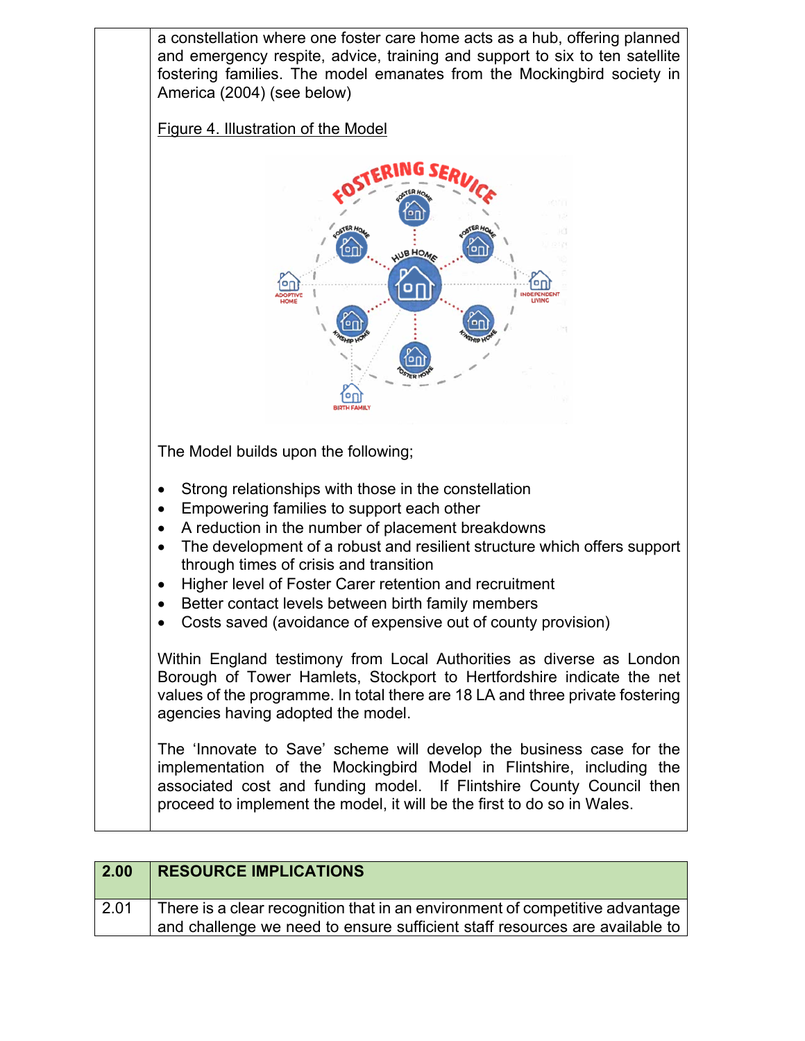a constellation where one foster care home acts as a hub, offering planned and emergency respite, advice, training and support to six to ten satellite fostering families. The model emanates from the Mockingbird society in America (2004) (see below)

Figure 4. Illustration of the Model

The Model builds upon the following;

- Strong relationships with those in the constellation
- Empowering families to support each other
- A reduction in the number of placement breakdowns
- The development of a robust and resilient structure which offers support through times of crisis and transition
- Higher level of Foster Carer retention and recruitment
- Better contact levels between birth family members
- Costs saved (avoidance of expensive out of county provision)

Within England testimony from Local Authorities as diverse as London Borough of Tower Hamlets, Stockport to Hertfordshire indicate the net values of the programme. In total there are 18 LA and three private fostering agencies having adopted the model.

The 'Innovate to Save' scheme will develop the business case for the implementation of the Mockingbird Model in Flintshire, including the associated cost and funding model. If Flintshire County Council then proceed to implement the model, it will be the first to do so in Wales.

| 2.00 | RESOURCE IMPLICATIONS |
|---|---|
| 2.01 | There is a clear recognition that in an environment of competitive advantage and challenge we need to ensure sufficient staff resources are available to |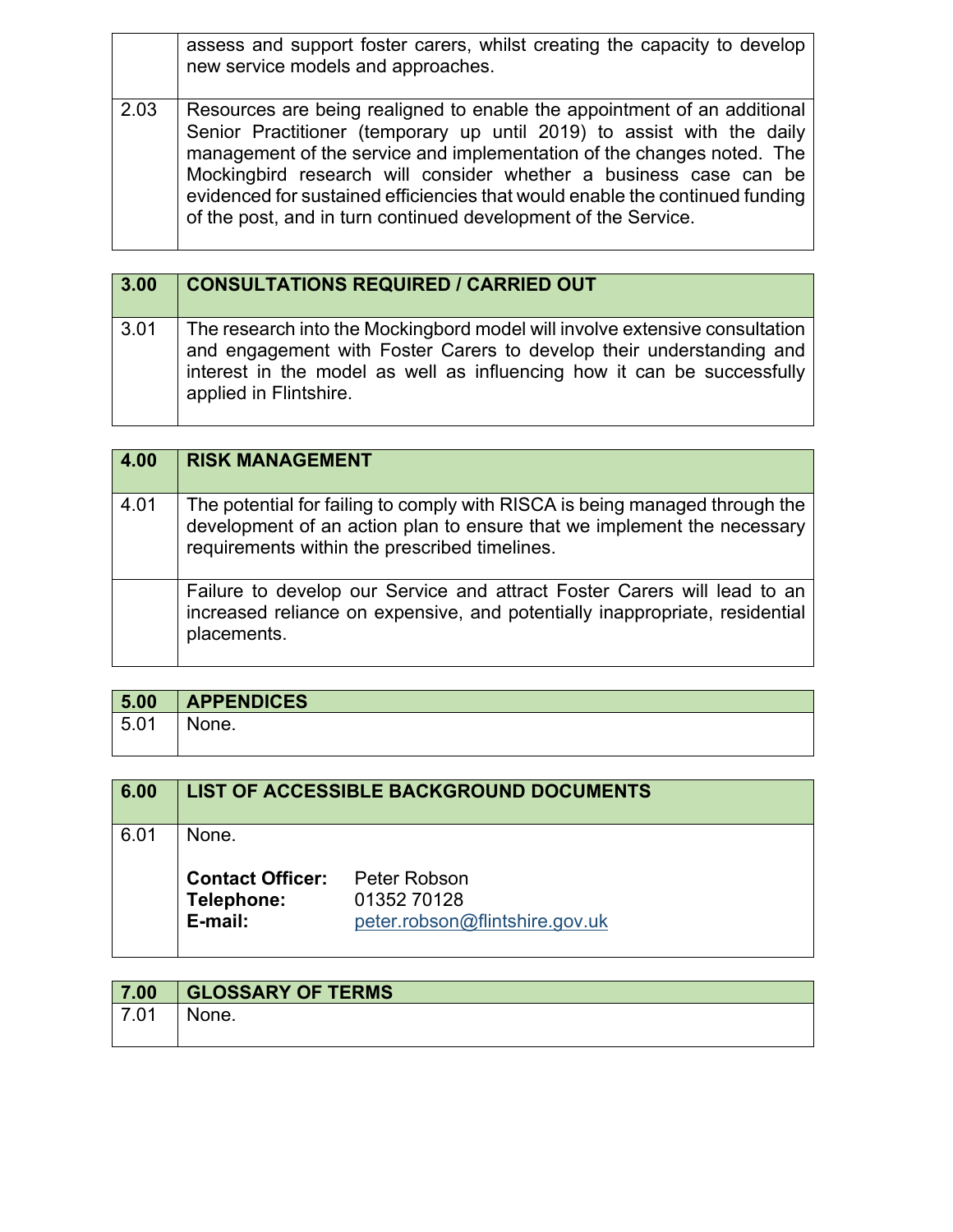| | |
|---|---|
| | assess and support foster carers, whilst creating the capacity to develop new service models and approaches. |
| 2.03 | Resources are being realigned to enable the appointment of an additional Senior Practitioner (temporary up until 2019) to assist with the daily management of the service and implementation of the changes noted. The Mockingbird research will consider whether a business case can be evidenced for sustained efficiencies that would enable the continued funding of the post, and in turn continued development of the Service. |

| **3.00** | **CONSULTATIONS REQUIRED / CARRIED OUT** |
|---|---|
| 3.01 | The research into the Mockingbord model will involve extensive consultation and engagement with Foster Carers to develop their understanding and interest in the model as well as influencing how it can be successfully applied in Flintshire. |

| **4.00** | **RISK MANAGEMENT** |
|---|---|
| 4.01 | The potential for failing to comply with RISCA is being managed through the development of an action plan to ensure that we implement the necessary requirements within the prescribed timelines. |
| | Failure to develop our Service and attract Foster Carers will lead to an increased reliance on expensive, and potentially inappropriate, residential placements. |

| **5.00** | **APPENDICES** |
|---|---|
| 5.01 | None. |

| **6.00** | **LIST OF ACCESSIBLE BACKGROUND DOCUMENTS** |
|---|---|
| 6.01 | None.<br><br>**Contact Officer:** Peter Robson<br>**Telephone:** 01352 70128<br>**E-mail:** peter.robson@flintshire.gov.uk |

| **7.00** | **GLOSSARY OF TERMS** |
|---|---|
| 7.01 | None. |